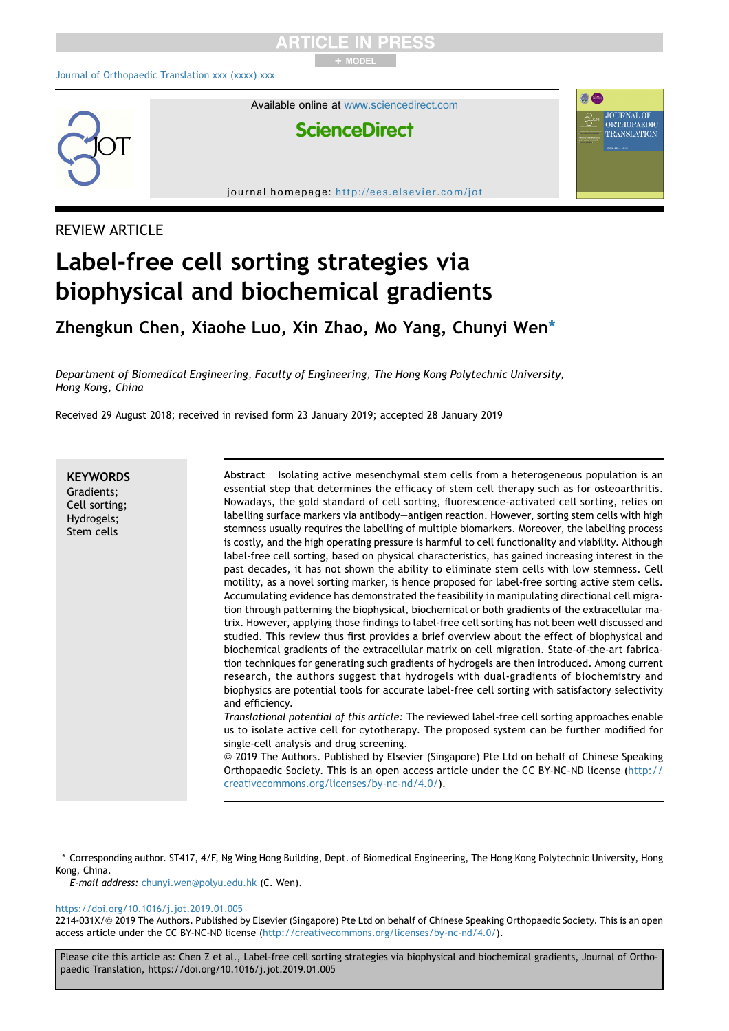REVIEW ARTICLE

# Label-free cell sorting strategies via biophysical and biochemical gradients

**Zhengkun Chen, Xiaohe Luo, Xin Zhao, Mo Yang, Chunyi Wen***

*Department of Biomedical Engineering, Faculty of Engineering, The Hong Kong Polytechnic University, Hong Kong, China*

Received 29 August 2018; received in revised form 23 January 2019; accepted 28 January 2019

**KEYWORDS**
Gradients;
Cell sorting;
Hydrogels;
Stem cells

**Abstract** Isolating active mesenchymal stem cells from a heterogeneous population is an essential step that determines the efficacy of stem cell therapy such as for osteoarthritis. Nowadays, the gold standard of cell sorting, fluorescence-activated cell sorting, relies on labelling surface markers via antibody–antigen reaction. However, sorting stem cells with high stemness usually requires the labelling of multiple biomarkers. Moreover, the labelling process is costly, and the high operating pressure is harmful to cell functionality and viability. Although label-free cell sorting, based on physical characteristics, has gained increasing interest in the past decades, it has not shown the ability to eliminate stem cells with low stemness. Cell motility, as a novel sorting marker, is hence proposed for label-free sorting active stem cells. Accumulating evidence has demonstrated the feasibility in manipulating directional cell migration through patterning the biophysical, biochemical or both gradients of the extracellular matrix. However, applying those findings to label-free cell sorting has not been well discussed and studied. This review thus first provides a brief overview about the effect of biophysical and biochemical gradients of the extracellular matrix on cell migration. State-of-the-art fabrication techniques for generating such gradients of hydrogels are then introduced. Among current research, the authors suggest that hydrogels with dual-gradients of biochemistry and biophysics are potential tools for accurate label-free cell sorting with satisfactory selectivity and efficiency.

*Translational potential of this article:* The reviewed label-free cell sorting approaches enable us to isolate active cell for cytotherapy. The proposed system can be further modified for single-cell analysis and drug screening.

© 2019 The Authors. Published by Elsevier (Singapore) Pte Ltd on behalf of Chinese Speaking Orthopaedic Society. This is an open access article under the CC BY-NC-ND license (http://creativecommons.org/licenses/by-nc-nd/4.0/).

\* Corresponding author. ST417, 4/F, Ng Wing Hong Building, Dept. of Biomedical Engineering, The Hong Kong Polytechnic University, Hong Kong, China.

*E-mail address:* chunyi.wen@polyu.edu.hk (C. Wen).

https://doi.org/10.1016/j.jot.2019.01.005

2214-031X/© 2019 The Authors. Published by Elsevier (Singapore) Pte Ltd on behalf of Chinese Speaking Orthopaedic Society. This is an open access article under the CC BY-NC-ND license (http://creativecommons.org/licenses/by-nc-nd/4.0/).

Please cite this article as: Chen Z et al., Label-free cell sorting strategies via biophysical and biochemical gradients, Journal of Orthopaedic Translation, https://doi.org/10.1016/j.jot.2019.01.005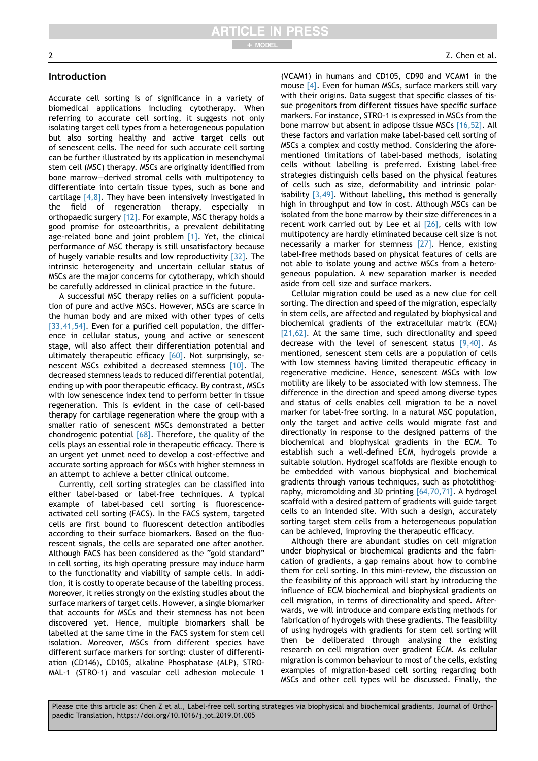## Introduction

Accurate cell sorting is of significance in a variety of biomedical applications including cytotherapy. When referring to accurate cell sorting, it suggests not only isolating target cell types from a heterogeneous population but also sorting healthy and active target cells out of senescent cells. The need for such accurate cell sorting can be further illustrated by its application in mesenchymal stem cell (MSC) therapy. MSCs are originally identified from bone marrow–derived stromal cells with multipotency to differentiate into certain tissue types, such as bone and cartilage [4,8]. They have been intensively investigated in the field of regeneration therapy, especially in orthopaedic surgery [12]. For example, MSC therapy holds a good promise for osteoarthritis, a prevalent debilitating age-related bone and joint problem [1]. Yet, the clinical performance of MSC therapy is still unsatisfactory because of hugely variable results and low reproductivity [32]. The intrinsic heterogeneity and uncertain cellular status of MSCs are the major concerns for cytotherapy, which should be carefully addressed in clinical practice in the future.

A successful MSC therapy relies on a sufficient population of pure and active MSCs. However, MSCs are scarce in the human body and are mixed with other types of cells [33,41,54]. Even for a purified cell population, the difference in cellular status, young and active or senescent stage, will also affect their differentiation potential and ultimately therapeutic efficacy [60]. Not surprisingly, senescent MSCs exhibited a decreased stemness [10]. The decreased stemness leads to reduced differential potential, ending up with poor therapeutic efficacy. By contrast, MSCs with low senescence index tend to perform better in tissue regeneration. This is evident in the case of cell-based therapy for cartilage regeneration where the group with a smaller ratio of senescent MSCs demonstrated a better chondrogenic potential [68]. Therefore, the quality of the cells plays an essential role in therapeutic efficacy. There is an urgent yet unmet need to develop a cost-effective and accurate sorting approach for MSCs with higher stemness in an attempt to achieve a better clinical outcome.

Currently, cell sorting strategies can be classified into either label-based or label-free techniques. A typical example of label-based cell sorting is fluorescence-activated cell sorting (FACS). In the FACS system, targeted cells are first bound to fluorescent detection antibodies according to their surface biomarkers. Based on the fluorescent signals, the cells are separated one after another. Although FACS has been considered as the "gold standard" in cell sorting, its high operating pressure may induce harm to the functionality and viability of sample cells. In addition, it is costly to operate because of the labelling process. Moreover, it relies strongly on the existing studies about the surface markers of target cells. However, a single biomarker that accounts for MSCs and their stemness has not been discovered yet. Hence, multiple biomarkers shall be labelled at the same time in the FACS system for stem cell isolation. Moreover, MSCs from different species have different surface markers for sorting: cluster of differentiation (CD146), CD105, alkaline Phosphatase (ALP), STRO-MAL-1 (STRO-1) and vascular cell adhesion molecule 1 (VCAM1) in humans and CD105, CD90 and VCAM1 in the mouse [4]. Even for human MSCs, surface markers still vary with their origins. Data suggest that specific classes of tissue progenitors from different tissues have specific surface markers. For instance, STRO-1 is expressed in MSCs from the bone marrow but absent in adipose tissue MSCs [16,52]. All these factors and variation make label-based cell sorting of MSCs a complex and costly method. Considering the aforementioned limitations of label-based methods, isolating cells without labelling is preferred. Existing label-free strategies distinguish cells based on the physical features of cells such as size, deformability and intrinsic polarisability [3,49]. Without labelling, this method is generally high in throughput and low in cost. Although MSCs can be isolated from the bone marrow by their size differences in a recent work carried out by Lee et al [26], cells with low multipotency are hardly eliminated because cell size is not necessarily a marker for stemness [27]. Hence, existing label-free methods based on physical features of cells are not able to isolate young and active MSCs from a heterogeneous population. A new separation marker is needed aside from cell size and surface markers.

Cellular migration could be used as a new clue for cell sorting. The direction and speed of the migration, especially in stem cells, are affected and regulated by biophysical and biochemical gradients of the extracellular matrix (ECM) [21,62]. At the same time, such directionality and speed decrease with the level of senescent status [9,40]. As mentioned, senescent stem cells are a population of cells with low stemness having limited therapeutic efficacy in regenerative medicine. Hence, senescent MSCs with low motility are likely to be associated with low stemness. The difference in the direction and speed among diverse types and status of cells enables cell migration to be a novel marker for label-free sorting. In a natural MSC population, only the target and active cells would migrate fast and directionally in response to the designed patterns of the biochemical and biophysical gradients in the ECM. To establish such a well-defined ECM, hydrogels provide a suitable solution. Hydrogel scaffolds are flexible enough to be embedded with various biophysical and biochemical gradients through various techniques, such as photolithography, micromolding and 3D printing [64,70,71]. A hydrogel scaffold with a desired pattern of gradients will guide target cells to an intended site. With such a design, accurately sorting target stem cells from a heterogeneous population can be achieved, improving the therapeutic efficacy.

Although there are abundant studies on cell migration under biophysical or biochemical gradients and the fabrication of gradients, a gap remains about how to combine them for cell sorting. In this mini-review, the discussion on the feasibility of this approach will start by introducing the influence of ECM biochemical and biophysical gradients on cell migration, in terms of directionality and speed. Afterwards, we will introduce and compare existing methods for fabrication of hydrogels with these gradients. The feasibility of using hydrogels with gradients for stem cell sorting will then be deliberated through analysing the existing research on cell migration over gradient ECM. As cellular migration is common behaviour to most of the cells, existing examples of migration-based cell sorting regarding both MSCs and other cell types will be discussed. Finally, the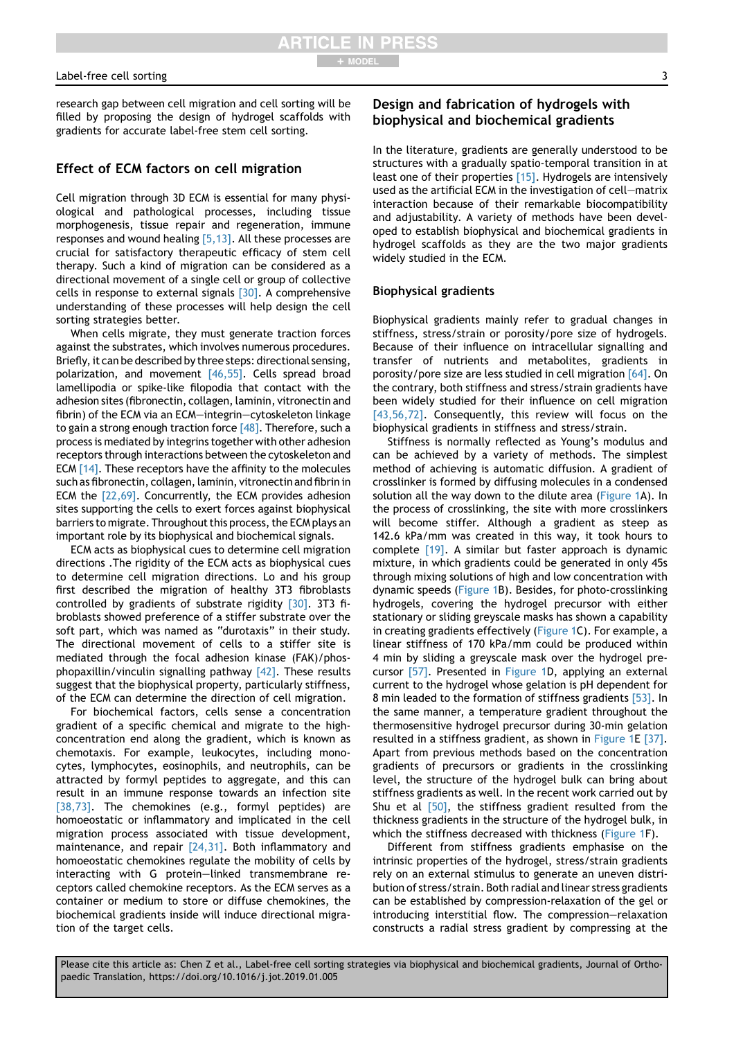research gap between cell migration and cell sorting will be filled by proposing the design of hydrogel scaffolds with gradients for accurate label-free stem cell sorting.

## Effect of ECM factors on cell migration

Cell migration through 3D ECM is essential for many physiological and pathological processes, including tissue morphogenesis, tissue repair and regeneration, immune responses and wound healing [5,13]. All these processes are crucial for satisfactory therapeutic efficacy of stem cell therapy. Such a kind of migration can be considered as a directional movement of a single cell or group of collective cells in response to external signals [30]. A comprehensive understanding of these processes will help design the cell sorting strategies better.

When cells migrate, they must generate traction forces against the substrates, which involves numerous procedures. Briefly, it can be described by three steps: directional sensing, polarization, and movement [46,55]. Cells spread broad lamellipodia or spike-like filopodia that contact with the adhesion sites (fibronectin, collagen, laminin, vitronectin and fibrin) of the ECM via an ECM—integrin—cytoskeleton linkage to gain a strong enough traction force [48]. Therefore, such a process is mediated by integrins together with other adhesion receptors through interactions between the cytoskeleton and ECM [14]. These receptors have the affinity to the molecules such as fibronectin, collagen, laminin, vitronectin and fibrin in ECM the [22,69]. Concurrently, the ECM provides adhesion sites supporting the cells to exert forces against biophysical barriers to migrate. Throughout this process, the ECM plays an important role by its biophysical and biochemical signals.

ECM acts as biophysical cues to determine cell migration directions .The rigidity of the ECM acts as biophysical cues to determine cell migration directions. Lo and his group first described the migration of healthy 3T3 fibroblasts controlled by gradients of substrate rigidity [30]. 3T3 fibroblasts showed preference of a stiffer substrate over the soft part, which was named as "durotaxis" in their study. The directional movement of cells to a stiffer site is mediated through the focal adhesion kinase (FAK)/phosphopaxillin/vinculin signalling pathway [42]. These results suggest that the biophysical property, particularly stiffness, of the ECM can determine the direction of cell migration.

For biochemical factors, cells sense a concentration gradient of a specific chemical and migrate to the high-concentration end along the gradient, which is known as chemotaxis. For example, leukocytes, including monocytes, lymphocytes, eosinophils, and neutrophils, can be attracted by formyl peptides to aggregate, and this can result in an immune response towards an infection site [38,73]. The chemokines (e.g., formyl peptides) are homoeostatic or inflammatory and implicated in the cell migration process associated with tissue development, maintenance, and repair [24,31]. Both inflammatory and homoeostatic chemokines regulate the mobility of cells by interacting with G protein—linked transmembrane receptors called chemokine receptors. As the ECM serves as a container or medium to store or diffuse chemokines, the biochemical gradients inside will induce directional migration of the target cells.

## Design and fabrication of hydrogels with biophysical and biochemical gradients

In the literature, gradients are generally understood to be structures with a gradually spatio-temporal transition in at least one of their properties [15]. Hydrogels are intensively used as the artificial ECM in the investigation of cell—matrix interaction because of their remarkable biocompatibility and adjustability. A variety of methods have been developed to establish biophysical and biochemical gradients in hydrogel scaffolds as they are the two major gradients widely studied in the ECM.

### Biophysical gradients

Biophysical gradients mainly refer to gradual changes in stiffness, stress/strain or porosity/pore size of hydrogels. Because of their influence on intracellular signalling and transfer of nutrients and metabolites, gradients in porosity/pore size are less studied in cell migration [64]. On the contrary, both stiffness and stress/strain gradients have been widely studied for their influence on cell migration [43,56,72]. Consequently, this review will focus on the biophysical gradients in stiffness and stress/strain.

Stiffness is normally reflected as Young's modulus and can be achieved by a variety of methods. The simplest method of achieving is automatic diffusion. A gradient of crosslinker is formed by diffusing molecules in a condensed solution all the way down to the dilute area (Figure 1A). In the process of crosslinking, the site with more crosslinkers will become stiffer. Although a gradient as steep as 142.6 kPa/mm was created in this way, it took hours to complete [19]. A similar but faster approach is dynamic mixture, in which gradients could be generated in only 45s through mixing solutions of high and low concentration with dynamic speeds (Figure 1B). Besides, for photo-crosslinking hydrogels, covering the hydrogel precursor with either stationary or sliding greyscale masks has shown a capability in creating gradients effectively (Figure 1C). For example, a linear stiffness of 170 kPa/mm could be produced within 4 min by sliding a greyscale mask over the hydrogel precursor [57]. Presented in Figure 1D, applying an external current to the hydrogel whose gelation is pH dependent for 8 min leaded to the formation of stiffness gradients [53]. In the same manner, a temperature gradient throughout the thermosensitive hydrogel precursor during 30-min gelation resulted in a stiffness gradient, as shown in Figure 1E [37]. Apart from previous methods based on the concentration gradients of precursors or gradients in the crosslinking level, the structure of the hydrogel bulk can bring about stiffness gradients as well. In the recent work carried out by Shu et al [50], the stiffness gradient resulted from the thickness gradients in the structure of the hydrogel bulk, in which the stiffness decreased with thickness (Figure 1F).

Different from stiffness gradients emphasise on the intrinsic properties of the hydrogel, stress/strain gradients rely on an external stimulus to generate an uneven distribution of stress/strain. Both radial and linear stress gradients can be established by compression-relaxation of the gel or introducing interstitial flow. The compression—relaxation constructs a radial stress gradient by compressing at the

Please cite this article as: Chen Z et al., Label-free cell sorting strategies via biophysical and biochemical gradients, Journal of Orthopaedic Translation, https://doi.org/10.1016/j.jot.2019.01.005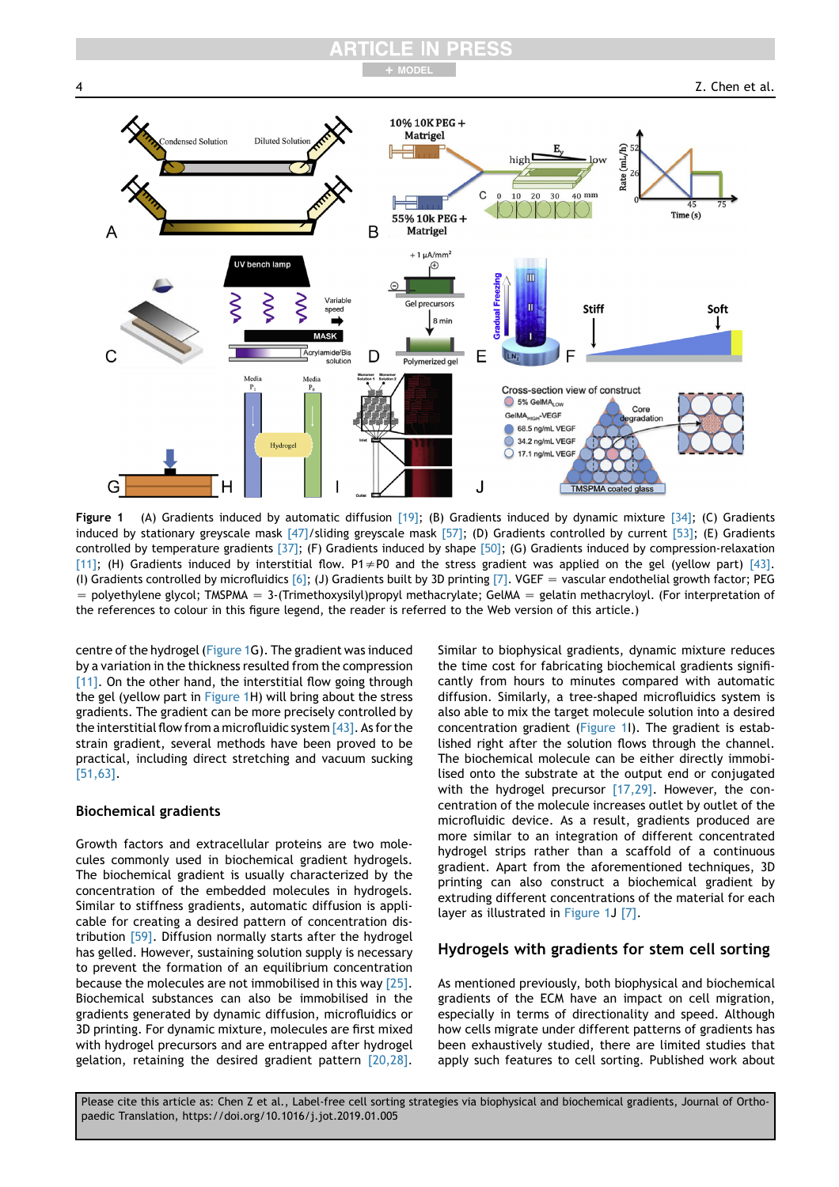**Figure 1** (A) Gradients induced by automatic diffusion [19]; (B) Gradients induced by dynamic mixture [34]; (C) Gradients induced by stationary greyscale mask [47]/sliding greyscale mask [57]; (D) Gradients controlled by current [53]; (E) Gradients controlled by temperature gradients [37]; (F) Gradients induced by shape [50]; (G) Gradients induced by compression-relaxation [11]; (H) Gradients induced by interstitial flow. P1≠P0 and the stress gradient was applied on the gel (yellow part) [43]. (I) Gradients controlled by microfluidics [6]; (J) Gradients built by 3D printing [7]. VGEF = vascular endothelial growth factor; PEG = polyethylene glycol; TMSPMA = 3-(Trimethoxysilyl)propyl methacrylate; GelMA = gelatin methacryloyl. (For interpretation of the references to colour in this figure legend, the reader is referred to the Web version of this article.)

centre of the hydrogel (Figure 1G). The gradient was induced by a variation in the thickness resulted from the compression [11]. On the other hand, the interstitial flow going through the gel (yellow part in Figure 1H) will bring about the stress gradients. The gradient can be more precisely controlled by the interstitial flow from a microfluidic system [43]. As for the strain gradient, several methods have been proved to be practical, including direct stretching and vacuum sucking [51,63].

## Biochemical gradients

Growth factors and extracellular proteins are two molecules commonly used in biochemical gradient hydrogels. The biochemical gradient is usually characterized by the concentration of the embedded molecules in hydrogels. Similar to stiffness gradients, automatic diffusion is applicable for creating a desired pattern of concentration distribution [59]. Diffusion normally starts after the hydrogel has gelled. However, sustaining solution supply is necessary to prevent the formation of an equilibrium concentration because the molecules are not immobilised in this way [25]. Biochemical substances can also be immobilised in the gradients generated by dynamic diffusion, microfluidics or 3D printing. For dynamic mixture, molecules are first mixed with hydrogel precursors and are entrapped after hydrogel gelation, retaining the desired gradient pattern [20,28]. Similar to biophysical gradients, dynamic mixture reduces the time cost for fabricating biochemical gradients significantly from hours to minutes compared with automatic diffusion. Similarly, a tree-shaped microfluidics system is also able to mix the target molecule solution into a desired concentration gradient (Figure 1I). The gradient is established right after the solution flows through the channel. The biochemical molecule can be either directly immobilised onto the substrate at the output end or conjugated with the hydrogel precursor [17,29]. However, the concentration of the molecule increases outlet by outlet of the microfluidic device. As a result, gradients produced are more similar to an integration of different concentrated hydrogel strips rather than a scaffold of a continuous gradient. Apart from the aforementioned techniques, 3D printing can also construct a biochemical gradient by extruding different concentrations of the material for each layer as illustrated in Figure 1J [7].

## Hydrogels with gradients for stem cell sorting

As mentioned previously, both biophysical and biochemical gradients of the ECM have an impact on cell migration, especially in terms of directionality and speed. Although how cells migrate under different patterns of gradients has been exhaustively studied, there are limited studies that apply such features to cell sorting. Published work about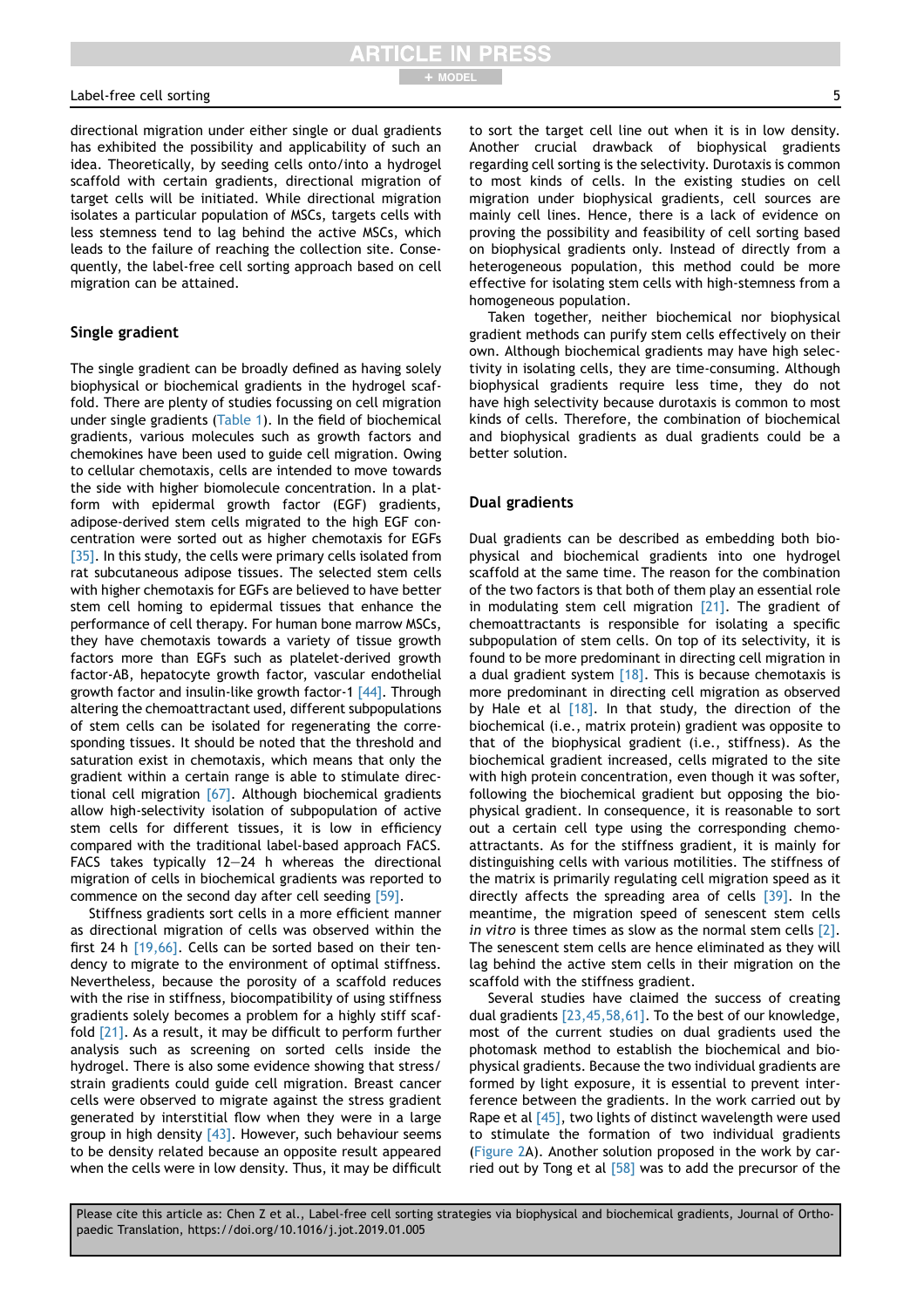directional migration under either single or dual gradients has exhibited the possibility and applicability of such an idea. Theoretically, by seeding cells onto/into a hydrogel scaffold with certain gradients, directional migration of target cells will be initiated. While directional migration isolates a particular population of MSCs, targets cells with less stemness tend to lag behind the active MSCs, which leads to the failure of reaching the collection site. Consequently, the label-free cell sorting approach based on cell migration can be attained.

## Single gradient

The single gradient can be broadly defined as having solely biophysical or biochemical gradients in the hydrogel scaffold. There are plenty of studies focussing on cell migration under single gradients (Table 1). In the field of biochemical gradients, various molecules such as growth factors and chemokines have been used to guide cell migration. Owing to cellular chemotaxis, cells are intended to move towards the side with higher biomolecule concentration. In a platform with epidermal growth factor (EGF) gradients, adipose-derived stem cells migrated to the high EGF concentration were sorted out as higher chemotaxis for EGFs [35]. In this study, the cells were primary cells isolated from rat subcutaneous adipose tissues. The selected stem cells with higher chemotaxis for EGFs are believed to have better stem cell homing to epidermal tissues that enhance the performance of cell therapy. For human bone marrow MSCs, they have chemotaxis towards a variety of tissue growth factors more than EGFs such as platelet-derived growth factor-AB, hepatocyte growth factor, vascular endothelial growth factor and insulin-like growth factor-1 [44]. Through altering the chemoattractant used, different subpopulations of stem cells can be isolated for regenerating the corresponding tissues. It should be noted that the threshold and saturation exist in chemotaxis, which means that only the gradient within a certain range is able to stimulate directional cell migration [67]. Although biochemical gradients allow high-selectivity isolation of subpopulation of active stem cells for different tissues, it is low in efficiency compared with the traditional label-based approach FACS. FACS takes typically 12–24 h whereas the directional migration of cells in biochemical gradients was reported to commence on the second day after cell seeding [59].

Stiffness gradients sort cells in a more efficient manner as directional migration of cells was observed within the first 24 h [19,66]. Cells can be sorted based on their tendency to migrate to the environment of optimal stiffness. Nevertheless, because the porosity of a scaffold reduces with the rise in stiffness, biocompatibility of using stiffness gradients solely becomes a problem for a highly stiff scaffold [21]. As a result, it may be difficult to perform further analysis such as screening on sorted cells inside the hydrogel. There is also some evidence showing that stress/strain gradients could guide cell migration. Breast cancer cells were observed to migrate against the stress gradient generated by interstitial flow when they were in a large group in high density [43]. However, such behaviour seems to be density related because an opposite result appeared when the cells were in low density. Thus, it may be difficult to sort the target cell line out when it is in low density. Another crucial drawback of biophysical gradients regarding cell sorting is the selectivity. Durotaxis is common to most kinds of cells. In the existing studies on cell migration under biophysical gradients, cell sources are mainly cell lines. Hence, there is a lack of evidence on proving the possibility and feasibility of cell sorting based on biophysical gradients only. Instead of directly from a heterogeneous population, this method could be more effective for isolating stem cells with high-stemness from a homogeneous population.

Taken together, neither biochemical nor biophysical gradient methods can purify stem cells effectively on their own. Although biochemical gradients may have high selectivity in isolating cells, they are time-consuming. Although biophysical gradients require less time, they do not have high selectivity because durotaxis is common to most kinds of cells. Therefore, the combination of biochemical and biophysical gradients as dual gradients could be a better solution.

## Dual gradients

Dual gradients can be described as embedding both biophysical and biochemical gradients into one hydrogel scaffold at the same time. The reason for the combination of the two factors is that both of them play an essential role in modulating stem cell migration [21]. The gradient of chemoattractants is responsible for isolating a specific subpopulation of stem cells. On top of its selectivity, it is found to be more predominant in directing cell migration in a dual gradient system [18]. This is because chemotaxis is more predominant in directing cell migration as observed by Hale et al [18]. In that study, the direction of the biochemical (i.e., matrix protein) gradient was opposite to that of the biophysical gradient (i.e., stiffness). As the biochemical gradient increased, cells migrated to the site with high protein concentration, even though it was softer, following the biochemical gradient but opposing the biophysical gradient. In consequence, it is reasonable to sort out a certain cell type using the corresponding chemoattractants. As for the stiffness gradient, it is mainly for distinguishing cells with various motilities. The stiffness of the matrix is primarily regulating cell migration speed as it directly affects the spreading area of cells [39]. In the meantime, the migration speed of senescent stem cells *in vitro* is three times as slow as the normal stem cells [2]. The senescent stem cells are hence eliminated as they will lag behind the active stem cells in their migration on the scaffold with the stiffness gradient.

Several studies have claimed the success of creating dual gradients [23,45,58,61]. To the best of our knowledge, most of the current studies on dual gradients used the photomask method to establish the biochemical and biophysical gradients. Because the two individual gradients are formed by light exposure, it is essential to prevent interference between the gradients. In the work carried out by Rape et al [45], two lights of distinct wavelength were used to stimulate the formation of two individual gradients (Figure 2A). Another solution proposed in the work by carried out by Tong et al [58] was to add the precursor of the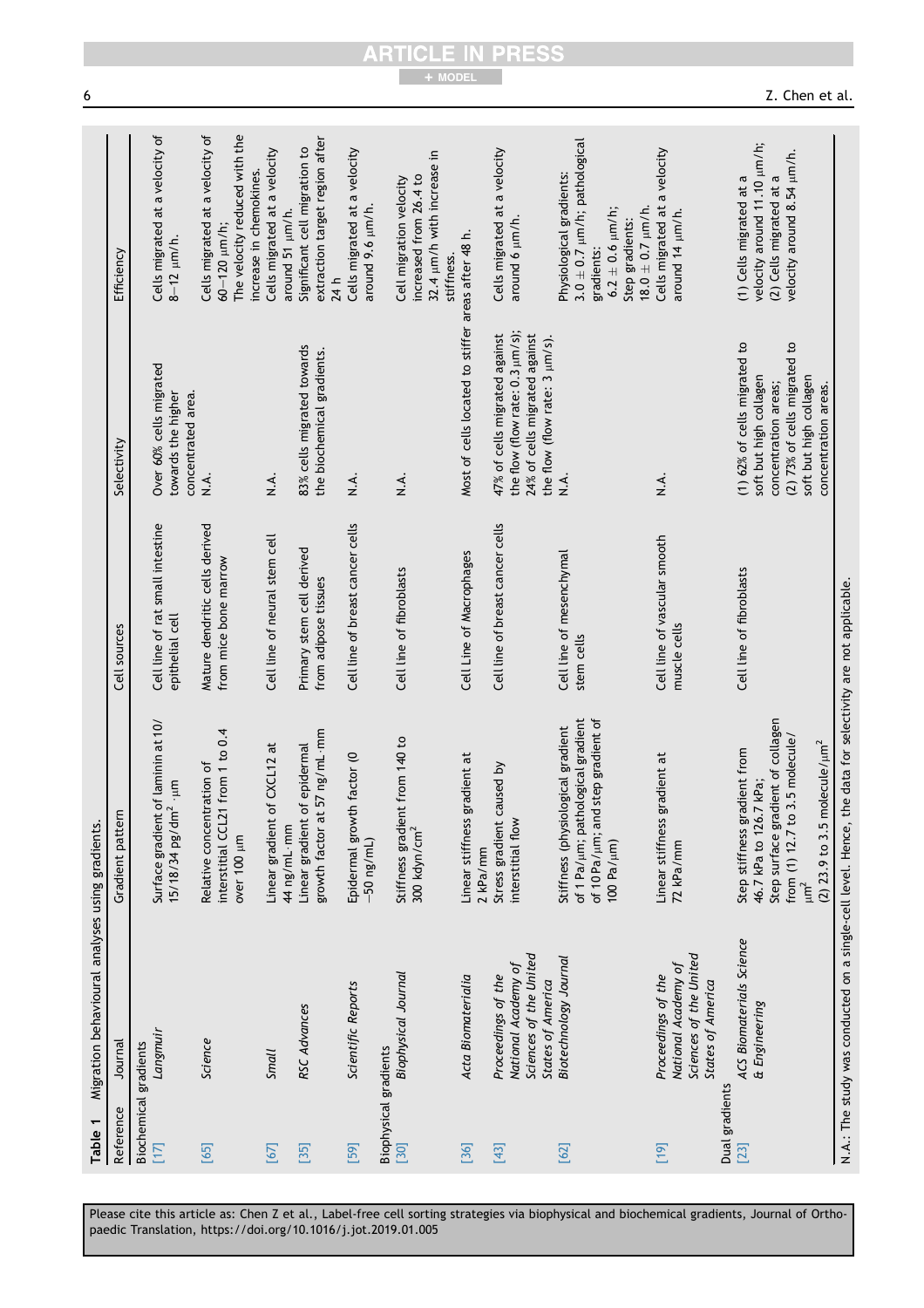**Table 1** Migration behavioural analyses using gradients.

| Reference | Journal | Gradient pattern | Cell sources | Selectivity | Efficiency |
|---|---|---|---|---|---|
| Biochemical gradients | | | | | |
| [17] | *Langmuir* | Surface gradient of laminin at 10/15/18/34 pg/dm$^2$ · μm | Cell line of rat small intestine epithelial cell | Over 60% cells migrated towards the higher concentrated area. | Cells migrated at a velocity of 8–12 μm/h. |
| [65] | *Science* | Relative concentration of interstitial CCL21 from 1 to 0.4 over 100 μm | Mature dendritic cells derived from mice bone marrow | N.A. | Cells migrated at a velocity of 60–120 μm/h; The velocity reduced with the increase in chemokines. |
| [67] | *Small* | Linear gradient of CXCL12 at 44 ng/mL · mm | Cell line of neural stem cell | N.A. | Cells migrated at a velocity around 51 μm/h. |
| [35] | *RSC Advances* | Linear gradient of epidermal growth factor at 57 ng/ mL · mm | Primary stem cell derived from adipose tissues | 83% cells migrated towards the biochemical gradients. | Significant cell migration to extraction target region after 24 h |
| [59] | *Scientific Reports* | Epidermal growth factor (0 –50 ng/mL) | Cell line of breast cancer cells | N.A. | Cells migrated at a velocity around 9.6 μm/h. |
| Biophysical gradients | | | | | |
| [30] | *Biophysical Journal* | Stiffness gradient from 140 to 300 kdyn/cm$^2$ | Cell line of fibroblasts | N.A. | Cell migration velocity increased from 26.4 to 32.4 μm/h with increase in stiffness. |
| [36] | *Acta Biomaterialia* | Linear stiffness gradient at 2 kPa/mm | Cell Line of Macrophages | Most of cells located to stiffer areas after 48 h. | |
| [43] | *Proceedings of the National Academy of Sciences of the United States of America* | Stress gradient caused by interstitial flow | Cell line of breast cancer cells | 47% of cells migrated against the flow (flow rate: 0.3 μm/s); 24% of cells migrated against the flow (flow rate: 3 μm/s). | Cells migrated at a velocity around 6 μm/h. |
| [62] | *Biotechnology Journal* | Stiffness (physiological gradient of 1 Pa/μm; pathological gradient of 10 Pa/μm; and step gradient of 100 Pa/μm) | Cell line of mesenchymal stem cells | N.A. | Physiological gradients: 3.0 ± 0.7 μm/h; pathological gradients: 6.2 ± 0.6 μm/h; Step gradients: 18.0 ± 0.7 μm/h. |
| [19] | *Proceedings of the National Academy of Sciences of the United States of America* | Linear stiffness gradient at 72 kPa/mm | Cell line of vascular smooth muscle cells | N.A. | Cells migrated at a velocity around 14 μm/h. |
| Dual gradients | | | | | |
| [23] | *ACS Biomaterials Science & Engineering* | Step stiffness gradient from 46.7 kPa to 126.7 kPa; Step surface gradient of collagen from (1) 12.7 to 3.5 molecule/μm$^2$ (2) 23.9 to 3.5 molecule/μm$^2$ | Cell line of fibroblasts | (1) 62% of cells migrated to soft but high collagen concentration areas; (2) 73% of cells migrated to soft but high collagen concentration areas. | (1) Cells migrated at a velocity around 11.10 μm/h; (2) Cells migrated at a velocity around 8.54 μm/h. |

N.A.: The study was conducted on a single-cell level. Hence, the data for selectivity are not applicable.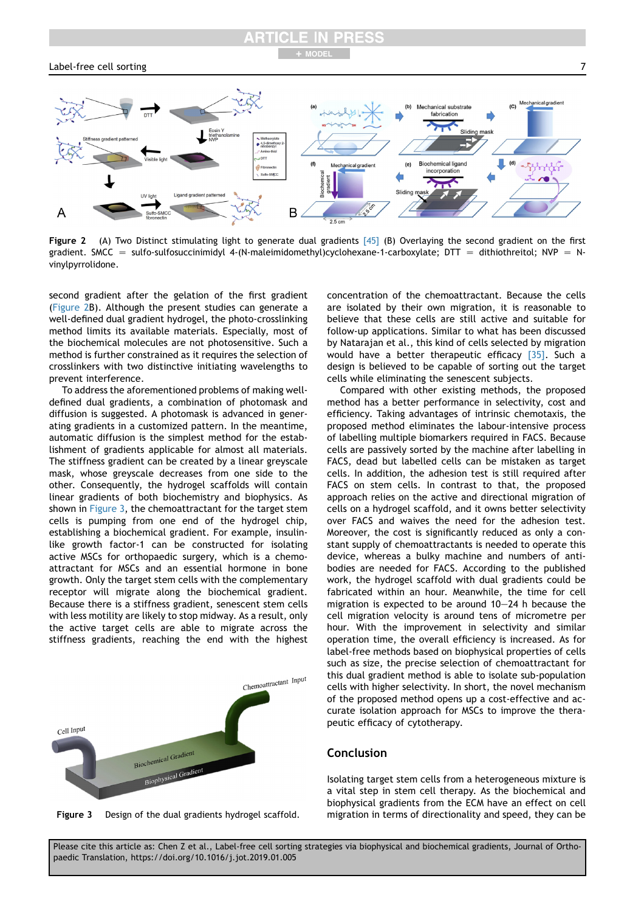**Figure 2** (A) Two Distinct stimulating light to generate dual gradients [45] (B) Overlaying the second gradient on the first gradient. SMCC = sulfo-sulfosuccinimidyl 4-(N-maleimidomethyl)cyclohexane-1-carboxylate; DTT = dithiothreitol; NVP = N-vinylpyrrolidone.

second gradient after the gelation of the first gradient (Figure 2B). Although the present studies can generate a well-defined dual gradient hydrogel, the photo-crosslinking method limits its available materials. Especially, most of the biochemical molecules are not photosensitive. Such a method is further constrained as it requires the selection of crosslinkers with two distinctive initiating wavelengths to prevent interference.

To address the aforementioned problems of making well-defined dual gradients, a combination of photomask and diffusion is suggested. A photomask is advanced in generating gradients in a customized pattern. In the meantime, automatic diffusion is the simplest method for the establishment of gradients applicable for almost all materials. The stiffness gradient can be created by a linear greyscale mask, whose greyscale decreases from one side to the other. Consequently, the hydrogel scaffolds will contain linear gradients of both biochemistry and biophysics. As shown in Figure 3, the chemoattractant for the target stem cells is pumping from one end of the hydrogel chip, establishing a biochemical gradient. For example, insulin-like growth factor-1 can be constructed for isolating active MSCs for orthopaedic surgery, which is a chemoattractant for MSCs and an essential hormone in bone growth. Only the target stem cells with the complementary receptor will migrate along the biochemical gradient. Because there is a stiffness gradient, senescent stem cells with less motility are likely to stop midway. As a result, only the active target cells are able to migrate across the stiffness gradients, reaching the end with the highest concentration of the chemoattractant. Because the cells are isolated by their own migration, it is reasonable to believe that these cells are still active and suitable for follow-up applications. Similar to what has been discussed by Natarajan et al., this kind of cells selected by migration would have a better therapeutic efficacy [35]. Such a design is believed to be capable of sorting out the target cells while eliminating the senescent subjects.

**Figure 3** Design of the dual gradients hydrogel scaffold.

Compared with other existing methods, the proposed method has a better performance in selectivity, cost and efficiency. Taking advantages of intrinsic chemotaxis, the proposed method eliminates the labour-intensive process of labelling multiple biomarkers required in FACS. Because cells are passively sorted by the machine after labelling in FACS, dead but labelled cells can be mistaken as target cells. In addition, the adhesion test is still required after FACS on stem cells. In contrast to that, the proposed approach relies on the active and directional migration of cells on a hydrogel scaffold, and it owns better selectivity over FACS and waives the need for the adhesion test. Moreover, the cost is significantly reduced as only a constant supply of chemoattractants is needed to operate this device, whereas a bulky machine and numbers of antibodies are needed for FACS. According to the published work, the hydrogel scaffold with dual gradients could be fabricated within an hour. Meanwhile, the time for cell migration is expected to be around 10–24 h because the cell migration velocity is around tens of micrometre per hour. With the improvement in selectivity and similar operation time, the overall efficiency is increased. As for label-free methods based on biophysical properties of cells such as size, the precise selection of chemoattractant for this dual gradient method is able to isolate sub-population cells with higher selectivity. In short, the novel mechanism of the proposed method opens up a cost-effective and accurate isolation approach for MSCs to improve the therapeutic efficacy of cytotherapy.

## Conclusion

Isolating target stem cells from a heterogeneous mixture is a vital step in stem cell therapy. As the biochemical and biophysical gradients from the ECM have an effect on cell migration in terms of directionality and speed, they can be

Please cite this article as: Chen Z et al., Label-free cell sorting strategies via biophysical and biochemical gradients, Journal of Orthopaedic Translation, https://doi.org/10.1016/j.jot.2019.01.005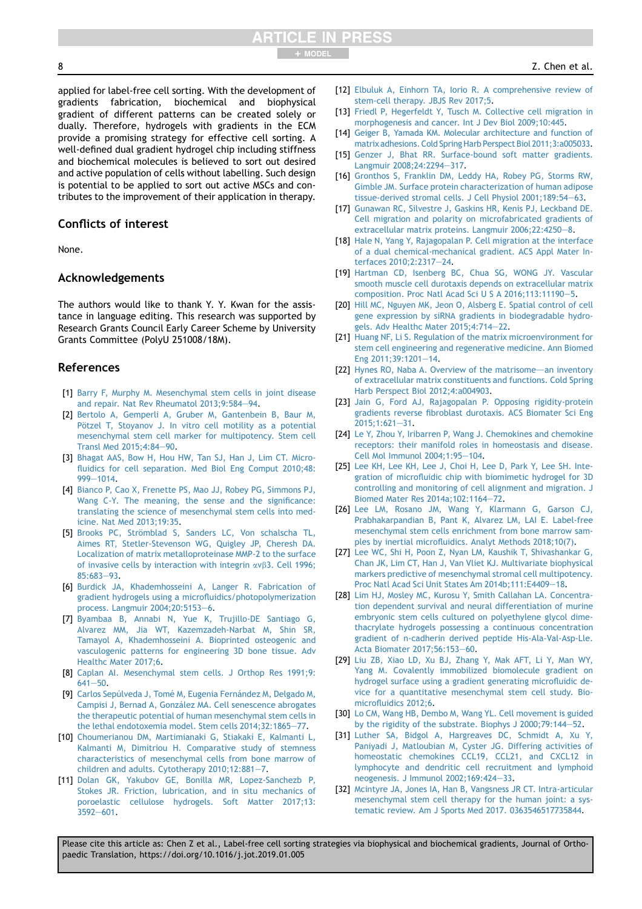applied for label-free cell sorting. With the development of gradients fabrication, biochemical and biophysical gradient of different patterns can be created solely or dually. Therefore, hydrogels with gradients in the ECM provide a promising strategy for effective cell sorting. A well-defined dual gradient hydrogel chip including stiffness and biochemical molecules is believed to sort out desired and active population of cells without labelling. Such design is potential to be applied to sort out active MSCs and contributes to the improvement of their application in therapy.

## Conflicts of interest

None.

## Acknowledgements

The authors would like to thank Y. Y. Kwan for the assistance in language editing. This research was supported by Research Grants Council Early Career Scheme by University Grants Committee (PolyU 251008/18M).

## References

[1] Barry F, Murphy M. Mesenchymal stem cells in joint disease and repair. Nat Rev Rheumatol 2013;9:584–94.

[2] Bertolo A, Gemperli A, Gruber M, Gantenbein B, Baur M, Pötzel T, Stoyanov J. In vitro cell motility as a potential mesenchymal stem cell marker for multipotency. Stem cell Transl Med 2015;4:84–90.

[3] Bhagat AAS, Bow H, Hou HW, Tan SJ, Han J, Lim CT. Microfluidics for cell separation. Med Biol Eng Comput 2010;48:999–1014.

[4] Bianco P, Cao X, Frenette PS, Mao JJ, Robey PG, Simmons PJ, Wang C-Y. The meaning, the sense and the significance: translating the science of mesenchymal stem cells into medicine. Nat Med 2013;19:35.

[5] Brooks PC, Strömblad S, Sanders LC, Von schalscha TL, Aimes RT, Stetler-Stevenson WG, Quigley JP, Cheresh DA. Localization of matrix metalloproteinase MMP-2 to the surface of invasive cells by interaction with integrin αvβ3. Cell 1996;85:683–93.

[6] Burdick JA, Khademhosseini A, Langer R. Fabrication of gradient hydrogels using a microfluidics/photopolymerization process. Langmuir 2004;20:5153–6.

[7] Byambaa B, Annabi N, Yue K, Trujillo-DE Santiago G, Alvarez MM, Jia WT, Kazemzadeh-Narbat M, Shin SR, Tamayol A, Khademhosseini A. Bioprinted osteogenic and vasculogenic patterns for engineering 3D bone tissue. Adv Healthc Mater 2017;6.

[8] Caplan AI. Mesenchymal stem cells. J Orthop Res 1991;9:641–50.

[9] Carlos Sepúlveda J, Tomé M, Eugenia Fernández M, Delgado M, Campisi J, Bernad A, González MA. Cell senescence abrogates the therapeutic potential of human mesenchymal stem cells in the lethal endotoxemia model. Stem cells 2014;32:1865–77.

[10] Choumerianou DM, Martimianaki G, Stiakaki E, Kalmanti L, Kalmanti M, Dimitriou H. Comparative study of stemness characteristics of mesenchymal cells from bone marrow of children and adults. Cytotherapy 2010;12:881–7.

[11] Dolan GK, Yakubov GE, Bonilla MR, Lopez-Sanchezb P, Stokes JR. Friction, lubrication, and in situ mechanics of poroelastic cellulose hydrogels. Soft Matter 2017;13:3592–601.

[12] Elbuluk A, Einhorn TA, Iorio R. A comprehensive review of stem-cell therapy. JBJS Rev 2017;5.

[13] Friedl P, Hegerfeldt Y, Tusch M. Collective cell migration in morphogenesis and cancer. Int J Dev Biol 2009;10:445.

[14] Geiger B, Yamada KM. Molecular architecture and function of matrix adhesions. Cold Spring Harb Perspect Biol 2011;3:a005033.

[15] Genzer J, Bhat RR. Surface-bound soft matter gradients. Langmuir 2008;24:2294–317.

[16] Gronthos S, Franklin DM, Leddy HA, Robey PG, Storms RW, Gimble JM. Surface protein characterization of human adipose tissue-derived stromal cells. J Cell Physiol 2001;189:54–63.

[17] Gunawan RC, Silvestre J, Gaskins HR, Kenis PJ, Leckband DE. Cell migration and polarity on microfabricated gradients of extracellular matrix proteins. Langmuir 2006;22:4250–8.

[18] Hale N, Yang Y, Rajagopalan P. Cell migration at the interface of a dual chemical-mechanical gradient. ACS Appl Mater Interfaces 2010;2:2317–24.

[19] Hartman CD, Isenberg BC, Chua SG, WONG JY. Vascular smooth muscle cell durotaxis depends on extracellular matrix composition. Proc Natl Acad Sci U S A 2016;113:11190–5.

[20] Hill MC, Nguyen MK, Jeon O, Alsberg E. Spatial control of cell gene expression by siRNA gradients in biodegradable hydrogels. Adv Healthc Mater 2015;4:714–22.

[21] Huang NF, Li S. Regulation of the matrix microenvironment for stem cell engineering and regenerative medicine. Ann Biomed Eng 2011;39:1201–14.

[22] Hynes RO, Naba A. Overview of the matrisome—an inventory of extracellular matrix constituents and functions. Cold Spring Harb Perspect Biol 2012;4:a004903.

[23] Jain G, Ford AJ, Rajagopalan P. Opposing rigidity-protein gradients reverse fibroblast durotaxis. ACS Biomater Sci Eng 2015;1:621–31.

[24] Le Y, Zhou Y, Iribarren P, Wang J. Chemokines and chemokine receptors: their manifold roles in homeostasis and disease. Cell Mol Immunol 2004;1:95–104.

[25] Lee KH, Lee KH, Lee J, Choi H, Lee D, Park Y, Lee SH. Integration of microfluidic chip with biomimetic hydrogel for 3D controlling and monitoring of cell alignment and migration. J Biomed Mater Res 2014a;102:1164–72.

[26] Lee LM, Rosano JM, Wang Y, Klarmann G, Garson CJ, Prabhakarpandian B, Pant K, Alvarez LM, LAI E. Label-free mesenchymal stem cells enrichment from bone marrow samples by inertial microfluidics. Analyt Methods 2018;10(7).

[27] Lee WC, Shi H, Poon Z, Nyan LM, Kaushik T, Shivashankar G, Chan JK, Lim CT, Han J, Van Vliet KJ. Multivariate biophysical markers predictive of mesenchymal stromal cell multipotency. Proc Natl Acad Sci Unit States Am 2014b;111:E4409–18.

[28] Lim HJ, Mosley MC, Kurosu Y, Smith Callahan LA. Concentration dependent survival and neural differentiation of murine embryonic stem cells cultured on polyethylene glycol dimethacrylate hydrogels possessing a continuous concentration gradient of n-cadherin derived peptide His-Ala-Val-Asp-Lle. Acta Biomater 2017;56:153–60.

[29] Liu ZB, Xiao LD, Xu BJ, Zhang Y, Mak AFT, Li Y, Man WY, Yang M. Covalently immobilized biomolecule gradient on hydrogel surface using a gradient generating microfluidic device for a quantitative mesenchymal stem cell study. Biomicrofluidics 2012;6.

[30] Lo CM, Wang HB, Dembo M, Wang YL. Cell movement is guided by the rigidity of the substrate. Biophys J 2000;79:144–52.

[31] Luther SA, Bidgol A, Hargreaves DC, Schmidt A, Xu Y, Paniyadi J, Matloubian M, Cyster JG. Differing activities of homeostatic chemokines CCL19, CCL21, and CXCL12 in lymphocyte and dendritic cell recruitment and lymphoid neogenesis. J Immunol 2002;169:424–33.

[32] Mcintyre JA, Jones IA, Han B, Vangsness JR CT. Intra-articular mesenchymal stem cell therapy for the human joint: a systematic review. Am J Sports Med 2017. 0363546517735844.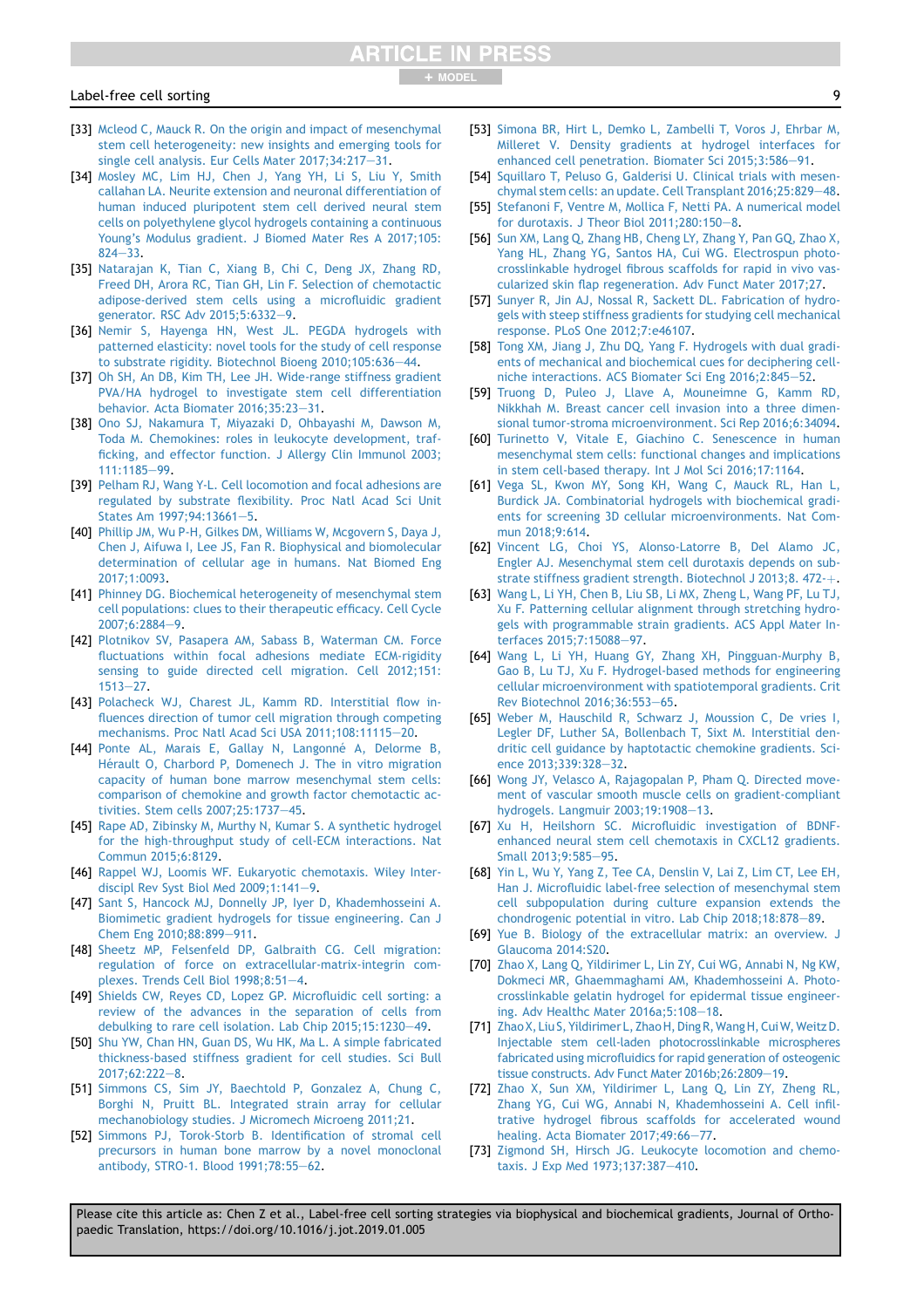[33] Mcleod C, Mauck R. On the origin and impact of mesenchymal stem cell heterogeneity: new insights and emerging tools for single cell analysis. Eur Cells Mater 2017;34:217–31.

[34] Mosley MC, Lim HJ, Chen J, Yang YH, Li S, Liu Y, Smith callahan LA. Neurite extension and neuronal differentiation of human induced pluripotent stem cell derived neural stem cells on polyethylene glycol hydrogels containing a continuous Young's Modulus gradient. J Biomed Mater Res A 2017;105:824–33.

[35] Natarajan K, Tian C, Xiang B, Chi C, Deng JX, Zhang RD, Freed DH, Arora RC, Tian GH, Lin F. Selection of chemotactic adipose-derived stem cells using a microfluidic gradient generator. RSC Adv 2015;5:6332–9.

[36] Nemir S, Hayenga HN, West JL. PEGDA hydrogels with patterned elasticity: novel tools for the study of cell response to substrate rigidity. Biotechnol Bioeng 2010;105:636–44.

[37] Oh SH, An DB, Kim TH, Lee JH. Wide-range stiffness gradient PVA/HA hydrogel to investigate stem cell differentiation behavior. Acta Biomater 2016;35:23–31.

[38] Ono SJ, Nakamura T, Miyazaki D, Ohbayashi M, Dawson M, Toda M. Chemokines: roles in leukocyte development, trafficking, and effector function. J Allergy Clin Immunol 2003;111:1185–99.

[39] Pelham RJ, Wang Y-L. Cell locomotion and focal adhesions are regulated by substrate flexibility. Proc Natl Acad Sci Unit States Am 1997;94:13661–5.

[40] Phillip JM, Wu P-H, Gilkes DM, Williams W, Mcgovern S, Daya J, Chen J, Aifuwa I, Lee JS, Fan R. Biophysical and biomolecular determination of cellular age in humans. Nat Biomed Eng 2017;1:0093.

[41] Phinney DG. Biochemical heterogeneity of mesenchymal stem cell populations: clues to their therapeutic efficacy. Cell Cycle 2007;6:2884–9.

[42] Plotnikov SV, Pasapera AM, Sabass B, Waterman CM. Force fluctuations within focal adhesions mediate ECM-rigidity sensing to guide directed cell migration. Cell 2012;151:1513–27.

[43] Polacheck WJ, Charest JL, Kamm RD. Interstitial flow influences direction of tumor cell migration through competing mechanisms. Proc Natl Acad Sci USA 2011;108:11115–20.

[44] Ponte AL, Marais E, Gallay N, Langonné A, Delorme B, Hérault O, Charbord P, Domenech J. The in vitro migration capacity of human bone marrow mesenchymal stem cells: comparison of chemokine and growth factor chemotactic activities. Stem cells 2007;25:1737–45.

[45] Rape AD, Zibinsky M, Murthy N, Kumar S. A synthetic hydrogel for the high-throughput study of cell-ECM interactions. Nat Commun 2015;6:8129.

[46] Rappel WJ, Loomis WF. Eukaryotic chemotaxis. Wiley Interdiscipl Rev Syst Biol Med 2009;1:141–9.

[47] Sant S, Hancock MJ, Donnelly JP, Iyer D, Khademhosseini A. Biomimetic gradient hydrogels for tissue engineering. Can J Chem Eng 2010;88:899–911.

[48] Sheetz MP, Felsenfeld DP, Galbraith CG. Cell migration: regulation of force on extracellular-matrix-integrin complexes. Trends Cell Biol 1998;8:51–4.

[49] Shields CW, Reyes CD, Lopez GP. Microfluidic cell sorting: a review of the advances in the separation of cells from debulking to rare cell isolation. Lab Chip 2015;15:1230–49.

[50] Shu YW, Chan HN, Guan DS, Wu HK, Ma L. A simple fabricated thickness-based stiffness gradient for cell studies. Sci Bull 2017;62:222–8.

[51] Simmons CS, Sim JY, Baechtold P, Gonzalez A, Chung C, Borghi N, Pruitt BL. Integrated strain array for cellular mechanobiology studies. J Micromech Microeng 2011;21.

[52] Simmons PJ, Torok-Storb B. Identification of stromal cell precursors in human bone marrow by a novel monoclonal antibody, STRO-1. Blood 1991;78:55–62.

[53] Simona BR, Hirt L, Demko L, Zambelli T, Voros J, Ehrbar M, Milleret V. Density gradients at hydrogel interfaces for enhanced cell penetration. Biomater Sci 2015;3:586–91.

[54] Squillaro T, Peluso G, Galderisi U. Clinical trials with mesenchymal stem cells: an update. Cell Transplant 2016;25:829–48.

[55] Stefanoni F, Ventre M, Mollica F, Netti PA. A numerical model for durotaxis. J Theor Biol 2011;280:150–8.

[56] Sun XM, Lang Q, Zhang HB, Cheng LY, Zhang Y, Pan GQ, Zhao X, Yang HL, Zhang YG, Santos HA, Cui WG. Electrospun photocrosslinkable hydrogel fibrous scaffolds for rapid in vivo vascularized skin flap regeneration. Adv Funct Mater 2017;27.

[57] Sunyer R, Jin AJ, Nossal R, Sackett DL. Fabrication of hydrogels with steep stiffness gradients for studying cell mechanical response. PLoS One 2012;7:e46107.

[58] Tong XM, Jiang J, Zhu DQ, Yang F. Hydrogels with dual gradients of mechanical and biochemical cues for deciphering cell-niche interactions. ACS Biomater Sci Eng 2016;2:845–52.

[59] Truong D, Puleo J, Llave A, Mouneimne G, Kamm RD, Nikkhah M. Breast cancer cell invasion into a three dimensional tumor-stroma microenvironment. Sci Rep 2016;6:34094.

[60] Turinetto V, Vitale E, Giachino C. Senescence in human mesenchymal stem cells: functional changes and implications in stem cell-based therapy. Int J Mol Sci 2016;17:1164.

[61] Vega SL, Kwon MY, Song KH, Wang C, Mauck RL, Han L, Burdick JA. Combinatorial hydrogels with biochemical gradients for screening 3D cellular microenvironments. Nat Commun 2018;9:614.

[62] Vincent LG, Choi YS, Alonso-Latorre B, Del Alamo JC, Engler AJ. Mesenchymal stem cell durotaxis depends on substrate stiffness gradient strength. Biotechnol J 2013;8. 472-+.

[63] Wang L, Li YH, Chen B, Liu SB, Li MX, Zheng L, Wang PF, Lu TJ, Xu F. Patterning cellular alignment through stretching hydrogels with programmable strain gradients. ACS Appl Mater Interfaces 2015;7:15088–97.

[64] Wang L, Li YH, Huang GY, Zhang XH, Pingguan-Murphy B, Gao B, Lu TJ, Xu F. Hydrogel-based methods for engineering cellular microenvironment with spatiotemporal gradients. Crit Rev Biotechnol 2016;36:553–65.

[65] Weber M, Hauschild R, Schwarz J, Moussion C, De vries I, Legler DF, Luther SA, Bollenbach T, Sixt M. Interstitial dendritic cell guidance by haptotactic chemokine gradients. Science 2013;339:328–32.

[66] Wong JY, Velasco A, Rajagopalan P, Pham Q. Directed movement of vascular smooth muscle cells on gradient-compliant hydrogels. Langmuir 2003;19:1908–13.

[67] Xu H, Heilshorn SC. Microfluidic investigation of BDNF-enhanced neural stem cell chemotaxis in CXCL12 gradients. Small 2013;9:585–95.

[68] Yin L, Wu Y, Yang Z, Tee CA, Denslin V, Lai Z, Lim CT, Lee EH, Han J. Microfluidic label-free selection of mesenchymal stem cell subpopulation during culture expansion extends the chondrogenic potential in vitro. Lab Chip 2018;18:878–89.

[69] Yue B. Biology of the extracellular matrix: an overview. J Glaucoma 2014:S20.

[70] Zhao X, Lang Q, Yildirimer L, Lin ZY, Cui WG, Annabi N, Ng KW, Dokmeci MR, Ghaemmaghami AM, Khademhosseini A. Photocrosslinkable gelatin hydrogel for epidermal tissue engineering. Adv Healthc Mater 2016a;5:108–18.

[71] Zhao X, Liu S, Yildirimer L, Zhao H, Ding R, Wang H, Cui W, Weitz D. Injectable stem cell-laden photocrosslinkable microspheres fabricated using microfluidics for rapid generation of osteogenic tissue constructs. Adv Funct Mater 2016b;26:2809–19.

[72] Zhao X, Sun XM, Yildirimer L, Lang Q, Lin ZY, Zheng RL, Zhang YG, Cui WG, Annabi N, Khademhosseini A. Cell infiltrative hydrogel fibrous scaffolds for accelerated wound healing. Acta Biomater 2017;49:66–77.

[73] Zigmond SH, Hirsch JG. Leukocyte locomotion and chemotaxis. J Exp Med 1973;137:387–410.

Please cite this article as: Chen Z et al., Label-free cell sorting strategies via biophysical and biochemical gradients, Journal of Orthopaedic Translation, https://doi.org/10.1016/j.jot.2019.01.005